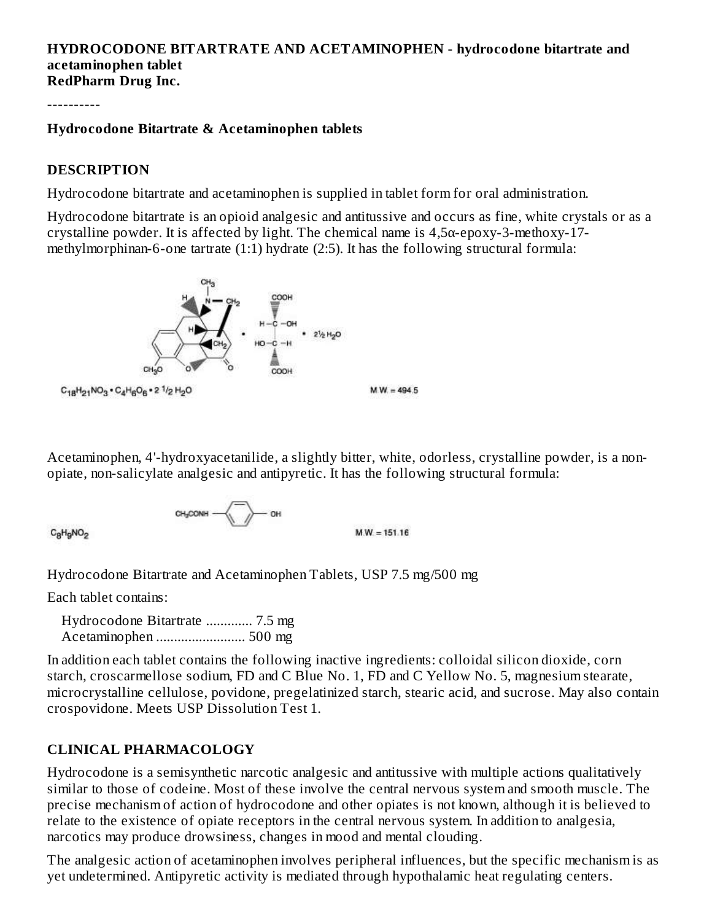**HYDROCODONE BITARTRATE AND ACETAMINOPHEN - hydrocodone bitartrate and acetaminophen tablet**
**RedPharm Drug Inc.**

----------

**Hydrocodone Bitartrate & Acetaminophen tablets**

## DESCRIPTION

Hydrocodone bitartrate and acetaminophen is supplied in tablet form for oral administration.

Hydrocodone bitartrate is an opioid analgesic and antitussive and occurs as fine, white crystals or as a crystalline powder. It is affected by light. The chemical name is 4,5α-epoxy-3-methoxy-17-methylmorphinan-6-one tartrate (1:1) hydrate (2:5). It has the following structural formula:

$C_{18}H_{21}NO_3 \cdot C_4H_6O_6 \cdot 2\frac{1}{2} H_2O$ M.W. = 494.5

Acetaminophen, 4'-hydroxyacetanilide, a slightly bitter, white, odorless, crystalline powder, is a non-opiate, non-salicylate analgesic and antipyretic. It has the following structural formula:

$C_8H_9NO_2$ M.W. = 151.16

Hydrocodone Bitartrate and Acetaminophen Tablets, USP 7.5 mg/500 mg

Each tablet contains:

Hydrocodone Bitartrate ............. 7.5 mg
Acetaminophen ......................... 500 mg

In addition each tablet contains the following inactive ingredients: colloidal silicon dioxide, corn starch, croscarmellose sodium, FD and C Blue No. 1, FD and C Yellow No. 5, magnesium stearate, microcrystalline cellulose, povidone, pregelatinized starch, stearic acid, and sucrose. May also contain crospovidone. Meets USP Dissolution Test 1.

## CLINICAL PHARMACOLOGY

Hydrocodone is a semisynthetic narcotic analgesic and antitussive with multiple actions qualitatively similar to those of codeine. Most of these involve the central nervous system and smooth muscle. The precise mechanism of action of hydrocodone and other opiates is not known, although it is believed to relate to the existence of opiate receptors in the central nervous system. In addition to analgesia, narcotics may produce drowsiness, changes in mood and mental clouding.

The analgesic action of acetaminophen involves peripheral influences, but the specific mechanism is as yet undetermined. Antipyretic activity is mediated through hypothalamic heat regulating centers.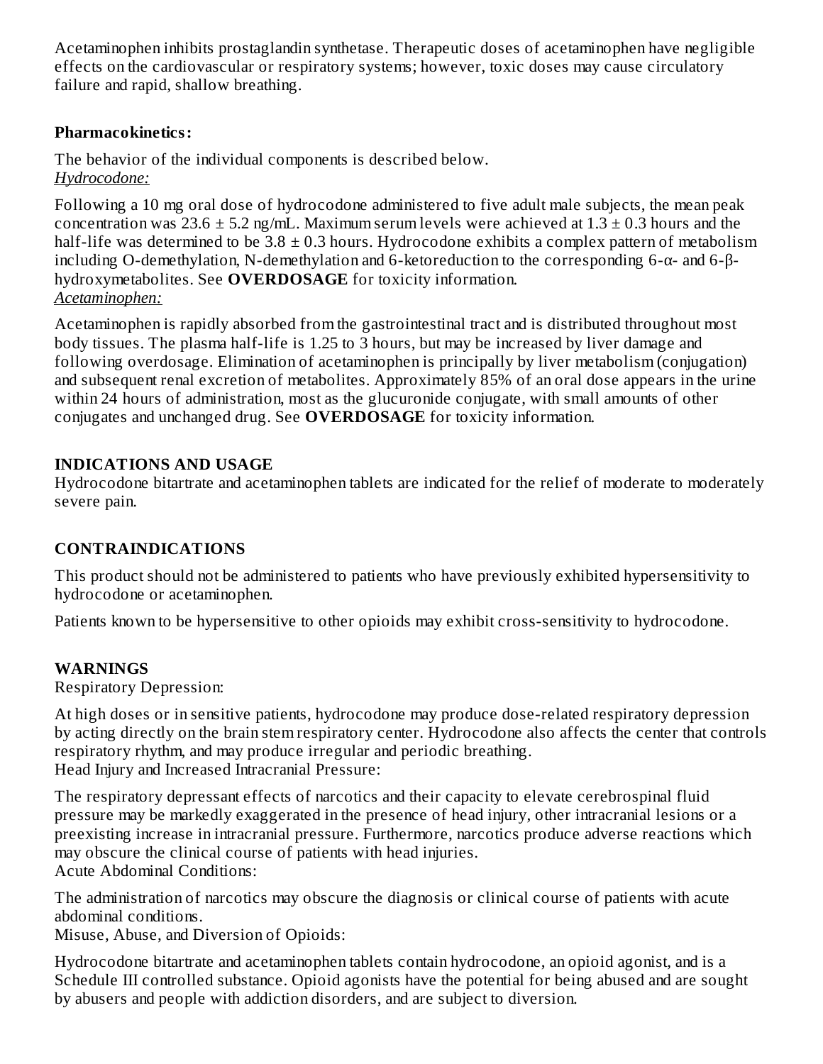Acetaminophen inhibits prostaglandin synthetase. Therapeutic doses of acetaminophen have negligible effects on the cardiovascular or respiratory systems; however, toxic doses may cause circulatory failure and rapid, shallow breathing.

**Pharmacokinetics:**

The behavior of the individual components is described below.

*Hydrocodone:*

Following a 10 mg oral dose of hydrocodone administered to five adult male subjects, the mean peak concentration was $23.6 \pm 5.2$ ng/mL. Maximum serum levels were achieved at $1.3 \pm 0.3$ hours and the half-life was determined to be $3.8 \pm 0.3$ hours. Hydrocodone exhibits a complex pattern of metabolism including O-demethylation, N-demethylation and 6-ketoreduction to the corresponding 6-α- and 6-β-hydroxymetabolites. See **OVERDOSAGE** for toxicity information.

*Acetaminophen:*

Acetaminophen is rapidly absorbed from the gastrointestinal tract and is distributed throughout most body tissues. The plasma half-life is 1.25 to 3 hours, but may be increased by liver damage and following overdosage. Elimination of acetaminophen is principally by liver metabolism (conjugation) and subsequent renal excretion of metabolites. Approximately 85% of an oral dose appears in the urine within 24 hours of administration, most as the glucuronide conjugate, with small amounts of other conjugates and unchanged drug. See **OVERDOSAGE** for toxicity information.

## INDICATIONS AND USAGE

Hydrocodone bitartrate and acetaminophen tablets are indicated for the relief of moderate to moderately severe pain.

## CONTRAINDICATIONS

This product should not be administered to patients who have previously exhibited hypersensitivity to hydrocodone or acetaminophen.

Patients known to be hypersensitive to other opioids may exhibit cross-sensitivity to hydrocodone.

## WARNINGS

Respiratory Depression:

At high doses or in sensitive patients, hydrocodone may produce dose-related respiratory depression by acting directly on the brain stem respiratory center. Hydrocodone also affects the center that controls respiratory rhythm, and may produce irregular and periodic breathing.

Head Injury and Increased Intracranial Pressure:

The respiratory depressant effects of narcotics and their capacity to elevate cerebrospinal fluid pressure may be markedly exaggerated in the presence of head injury, other intracranial lesions or a preexisting increase in intracranial pressure. Furthermore, narcotics produce adverse reactions which may obscure the clinical course of patients with head injuries.

Acute Abdominal Conditions:

The administration of narcotics may obscure the diagnosis or clinical course of patients with acute abdominal conditions.

Misuse, Abuse, and Diversion of Opioids:

Hydrocodone bitartrate and acetaminophen tablets contain hydrocodone, an opioid agonist, and is a Schedule III controlled substance. Opioid agonists have the potential for being abused and are sought by abusers and people with addiction disorders, and are subject to diversion.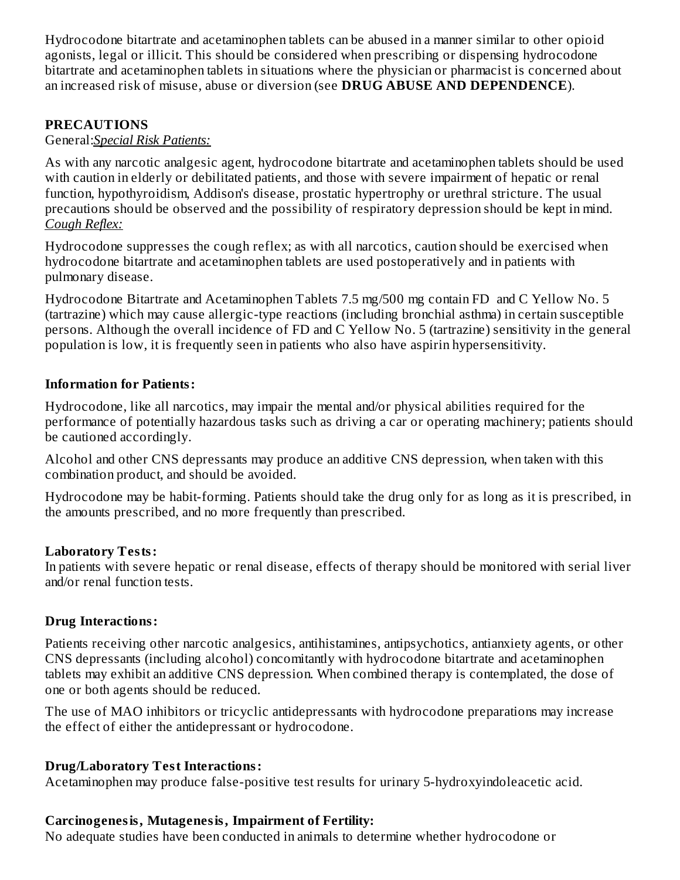Hydrocodone bitartrate and acetaminophen tablets can be abused in a manner similar to other opioid agonists, legal or illicit. This should be considered when prescribing or dispensing hydrocodone bitartrate and acetaminophen tablets in situations where the physician or pharmacist is concerned about an increased risk of misuse, abuse or diversion (see **DRUG ABUSE AND DEPENDENCE**).

## PRECAUTIONS

General:*Special Risk Patients:*

As with any narcotic analgesic agent, hydrocodone bitartrate and acetaminophen tablets should be used with caution in elderly or debilitated patients, and those with severe impairment of hepatic or renal function, hypothyroidism, Addison's disease, prostatic hypertrophy or urethral stricture. The usual precautions should be observed and the possibility of respiratory depression should be kept in mind.

*Cough Reflex:*

Hydrocodone suppresses the cough reflex; as with all narcotics, caution should be exercised when hydrocodone bitartrate and acetaminophen tablets are used postoperatively and in patients with pulmonary disease.

Hydrocodone Bitartrate and Acetaminophen Tablets 7.5 mg/500 mg contain FD and C Yellow No. 5 (tartrazine) which may cause allergic-type reactions (including bronchial asthma) in certain susceptible persons. Although the overall incidence of FD and C Yellow No. 5 (tartrazine) sensitivity in the general population is low, it is frequently seen in patients who also have aspirin hypersensitivity.

### Information for Patients:

Hydrocodone, like all narcotics, may impair the mental and/or physical abilities required for the performance of potentially hazardous tasks such as driving a car or operating machinery; patients should be cautioned accordingly.

Alcohol and other CNS depressants may produce an additive CNS depression, when taken with this combination product, and should be avoided.

Hydrocodone may be habit-forming. Patients should take the drug only for as long as it is prescribed, in the amounts prescribed, and no more frequently than prescribed.

### Laboratory Tests:

In patients with severe hepatic or renal disease, effects of therapy should be monitored with serial liver and/or renal function tests.

### Drug Interactions:

Patients receiving other narcotic analgesics, antihistamines, antipsychotics, antianxiety agents, or other CNS depressants (including alcohol) concomitantly with hydrocodone bitartrate and acetaminophen tablets may exhibit an additive CNS depression. When combined therapy is contemplated, the dose of one or both agents should be reduced.

The use of MAO inhibitors or tricyclic antidepressants with hydrocodone preparations may increase the effect of either the antidepressant or hydrocodone.

### Drug/Laboratory Test Interactions:

Acetaminophen may produce false-positive test results for urinary 5-hydroxyindoleacetic acid.

### Carcinogenesis, Mutagenesis, Impairment of Fertility:

No adequate studies have been conducted in animals to determine whether hydrocodone or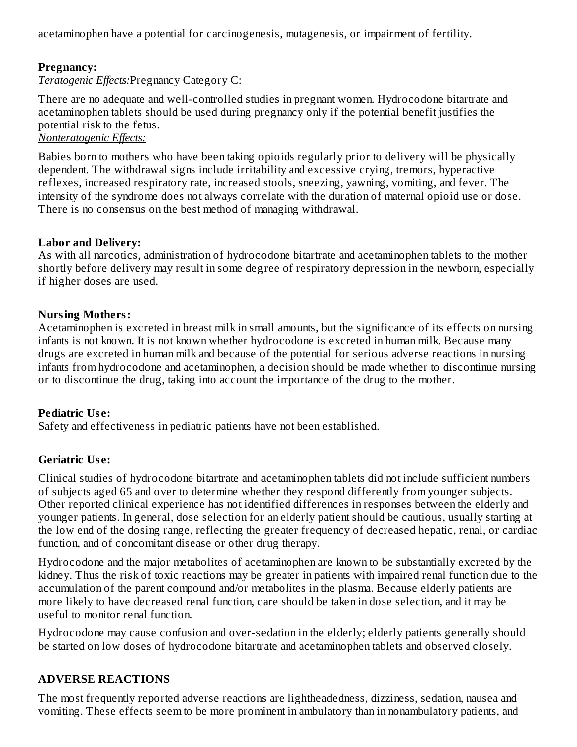acetaminophen have a potential for carcinogenesis, mutagenesis, or impairment of fertility.

**Pregnancy:**

*Teratogenic Effects:* Pregnancy Category C:

There are no adequate and well-controlled studies in pregnant women. Hydrocodone bitartrate and acetaminophen tablets should be used during pregnancy only if the potential benefit justifies the potential risk to the fetus.

*Nonteratogenic Effects:*

Babies born to mothers who have been taking opioids regularly prior to delivery will be physically dependent. The withdrawal signs include irritability and excessive crying, tremors, hyperactive reflexes, increased respiratory rate, increased stools, sneezing, yawning, vomiting, and fever. The intensity of the syndrome does not always correlate with the duration of maternal opioid use or dose. There is no consensus on the best method of managing withdrawal.

**Labor and Delivery:**

As with all narcotics, administration of hydrocodone bitartrate and acetaminophen tablets to the mother shortly before delivery may result in some degree of respiratory depression in the newborn, especially if higher doses are used.

**Nursing Mothers:**

Acetaminophen is excreted in breast milk in small amounts, but the significance of its effects on nursing infants is not known. It is not known whether hydrocodone is excreted in human milk. Because many drugs are excreted in human milk and because of the potential for serious adverse reactions in nursing infants from hydrocodone and acetaminophen, a decision should be made whether to discontinue nursing or to discontinue the drug, taking into account the importance of the drug to the mother.

**Pediatric Use:**

Safety and effectiveness in pediatric patients have not been established.

**Geriatric Use:**

Clinical studies of hydrocodone bitartrate and acetaminophen tablets did not include sufficient numbers of subjects aged 65 and over to determine whether they respond differently from younger subjects. Other reported clinical experience has not identified differences in responses between the elderly and younger patients. In general, dose selection for an elderly patient should be cautious, usually starting at the low end of the dosing range, reflecting the greater frequency of decreased hepatic, renal, or cardiac function, and of concomitant disease or other drug therapy.

Hydrocodone and the major metabolites of acetaminophen are known to be substantially excreted by the kidney. Thus the risk of toxic reactions may be greater in patients with impaired renal function due to the accumulation of the parent compound and/or metabolites in the plasma. Because elderly patients are more likely to have decreased renal function, care should be taken in dose selection, and it may be useful to monitor renal function.

Hydrocodone may cause confusion and over-sedation in the elderly; elderly patients generally should be started on low doses of hydrocodone bitartrate and acetaminophen tablets and observed closely.

## ADVERSE REACTIONS

The most frequently reported adverse reactions are lightheadedness, dizziness, sedation, nausea and vomiting. These effects seem to be more prominent in ambulatory than in nonambulatory patients, and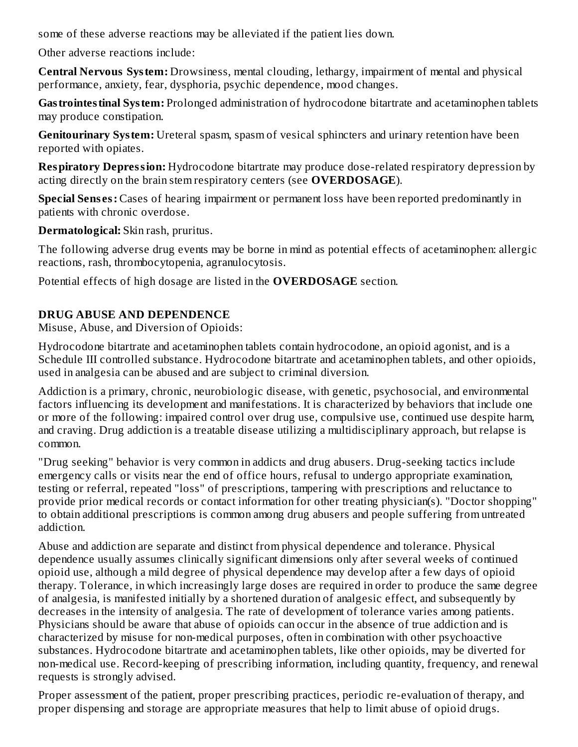some of these adverse reactions may be alleviated if the patient lies down.

Other adverse reactions include:

**Central Nervous System:** Drowsiness, mental clouding, lethargy, impairment of mental and physical performance, anxiety, fear, dysphoria, psychic dependence, mood changes.

**Gastrointestinal System:** Prolonged administration of hydrocodone bitartrate and acetaminophen tablets may produce constipation.

**Genitourinary System:** Ureteral spasm, spasm of vesical sphincters and urinary retention have been reported with opiates.

**Respiratory Depression:** Hydrocodone bitartrate may produce dose-related respiratory depression by acting directly on the brain stem respiratory centers (see **OVERDOSAGE**).

**Special Senses:** Cases of hearing impairment or permanent loss have been reported predominantly in patients with chronic overdose.

**Dermatological:** Skin rash, pruritus.

The following adverse drug events may be borne in mind as potential effects of acetaminophen: allergic reactions, rash, thrombocytopenia, agranulocytosis.

Potential effects of high dosage are listed in the **OVERDOSAGE** section.

## DRUG ABUSE AND DEPENDENCE

Misuse, Abuse, and Diversion of Opioids:

Hydrocodone bitartrate and acetaminophen tablets contain hydrocodone, an opioid agonist, and is a Schedule III controlled substance. Hydrocodone bitartrate and acetaminophen tablets, and other opioids, used in analgesia can be abused and are subject to criminal diversion.

Addiction is a primary, chronic, neurobiologic disease, with genetic, psychosocial, and environmental factors influencing its development and manifestations. It is characterized by behaviors that include one or more of the following: impaired control over drug use, compulsive use, continued use despite harm, and craving. Drug addiction is a treatable disease utilizing a multidisciplinary approach, but relapse is common.

"Drug seeking" behavior is very common in addicts and drug abusers. Drug-seeking tactics include emergency calls or visits near the end of office hours, refusal to undergo appropriate examination, testing or referral, repeated "loss" of prescriptions, tampering with prescriptions and reluctance to provide prior medical records or contact information for other treating physician(s). "Doctor shopping" to obtain additional prescriptions is common among drug abusers and people suffering from untreated addiction.

Abuse and addiction are separate and distinct from physical dependence and tolerance. Physical dependence usually assumes clinically significant dimensions only after several weeks of continued opioid use, although a mild degree of physical dependence may develop after a few days of opioid therapy. Tolerance, in which increasingly large doses are required in order to produce the same degree of analgesia, is manifested initially by a shortened duration of analgesic effect, and subsequently by decreases in the intensity of analgesia. The rate of development of tolerance varies among patients. Physicians should be aware that abuse of opioids can occur in the absence of true addiction and is characterized by misuse for non-medical purposes, often in combination with other psychoactive substances. Hydrocodone bitartrate and acetaminophen tablets, like other opioids, may be diverted for non-medical use. Record-keeping of prescribing information, including quantity, frequency, and renewal requests is strongly advised.

Proper assessment of the patient, proper prescribing practices, periodic re-evaluation of therapy, and proper dispensing and storage are appropriate measures that help to limit abuse of opioid drugs.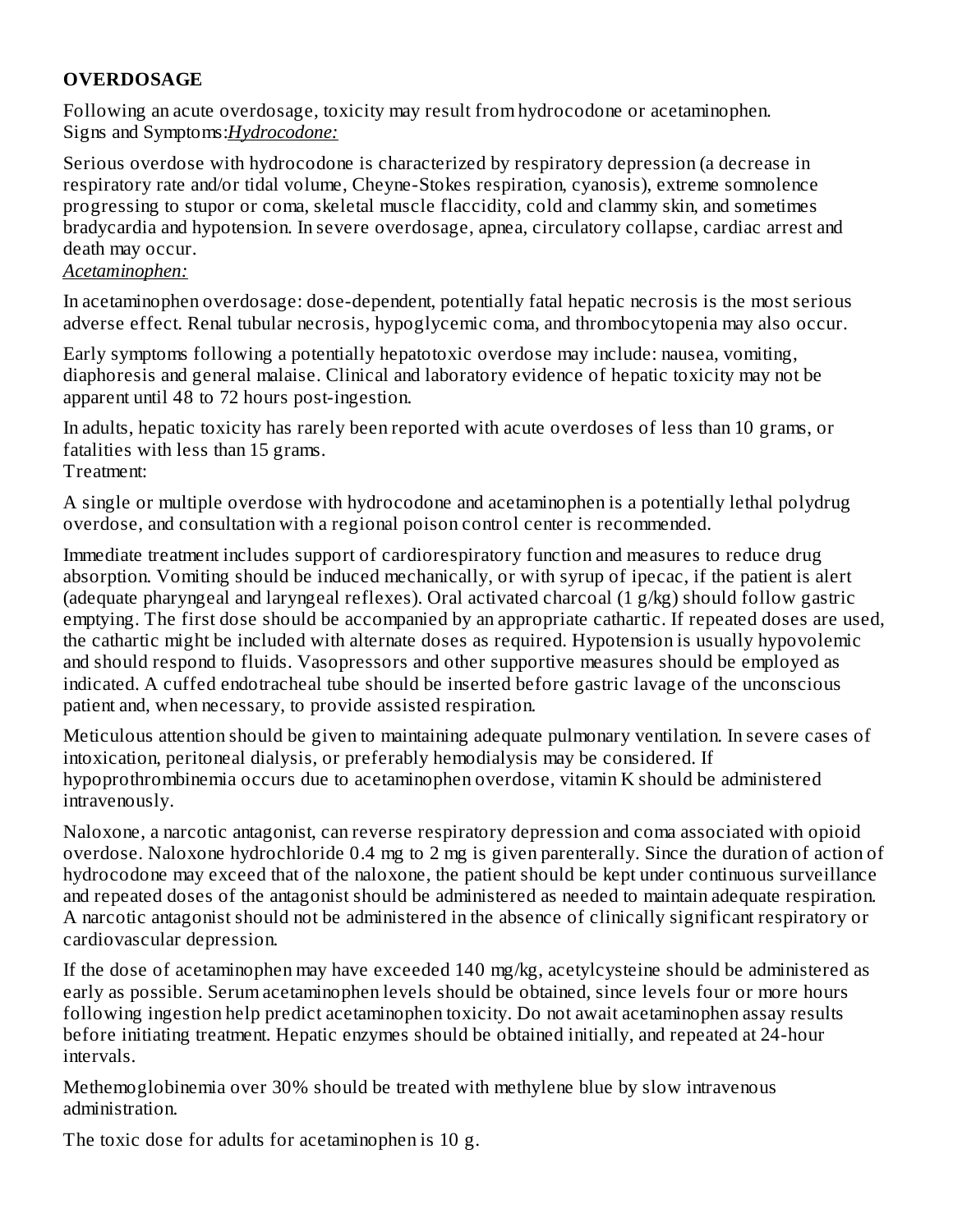**OVERDOSAGE**

Following an acute overdosage, toxicity may result from hydrocodone or acetaminophen.
Signs and Symptoms:*Hydrocodone:*

Serious overdose with hydrocodone is characterized by respiratory depression (a decrease in respiratory rate and/or tidal volume, Cheyne-Stokes respiration, cyanosis), extreme somnolence progressing to stupor or coma, skeletal muscle flaccidity, cold and clammy skin, and sometimes bradycardia and hypotension. In severe overdosage, apnea, circulatory collapse, cardiac arrest and death may occur.

*Acetaminophen:*

In acetaminophen overdosage: dose-dependent, potentially fatal hepatic necrosis is the most serious adverse effect. Renal tubular necrosis, hypoglycemic coma, and thrombocytopenia may also occur.

Early symptoms following a potentially hepatotoxic overdose may include: nausea, vomiting, diaphoresis and general malaise. Clinical and laboratory evidence of hepatic toxicity may not be apparent until 48 to 72 hours post-ingestion.

In adults, hepatic toxicity has rarely been reported with acute overdoses of less than 10 grams, or fatalities with less than 15 grams.

Treatment:

A single or multiple overdose with hydrocodone and acetaminophen is a potentially lethal polydrug overdose, and consultation with a regional poison control center is recommended.

Immediate treatment includes support of cardiorespiratory function and measures to reduce drug absorption. Vomiting should be induced mechanically, or with syrup of ipecac, if the patient is alert (adequate pharyngeal and laryngeal reflexes). Oral activated charcoal (1 g/kg) should follow gastric emptying. The first dose should be accompanied by an appropriate cathartic. If repeated doses are used, the cathartic might be included with alternate doses as required. Hypotension is usually hypovolemic and should respond to fluids. Vasopressors and other supportive measures should be employed as indicated. A cuffed endotracheal tube should be inserted before gastric lavage of the unconscious patient and, when necessary, to provide assisted respiration.

Meticulous attention should be given to maintaining adequate pulmonary ventilation. In severe cases of intoxication, peritoneal dialysis, or preferably hemodialysis may be considered. If hypoprothrombinemia occurs due to acetaminophen overdose, vitamin K should be administered intravenously.

Naloxone, a narcotic antagonist, can reverse respiratory depression and coma associated with opioid overdose. Naloxone hydrochloride 0.4 mg to 2 mg is given parenterally. Since the duration of action of hydrocodone may exceed that of the naloxone, the patient should be kept under continuous surveillance and repeated doses of the antagonist should be administered as needed to maintain adequate respiration. A narcotic antagonist should not be administered in the absence of clinically significant respiratory or cardiovascular depression.

If the dose of acetaminophen may have exceeded 140 mg/kg, acetylcysteine should be administered as early as possible. Serum acetaminophen levels should be obtained, since levels four or more hours following ingestion help predict acetaminophen toxicity. Do not await acetaminophen assay results before initiating treatment. Hepatic enzymes should be obtained initially, and repeated at 24-hour intervals.

Methemoglobinemia over 30% should be treated with methylene blue by slow intravenous administration.

The toxic dose for adults for acetaminophen is 10 g.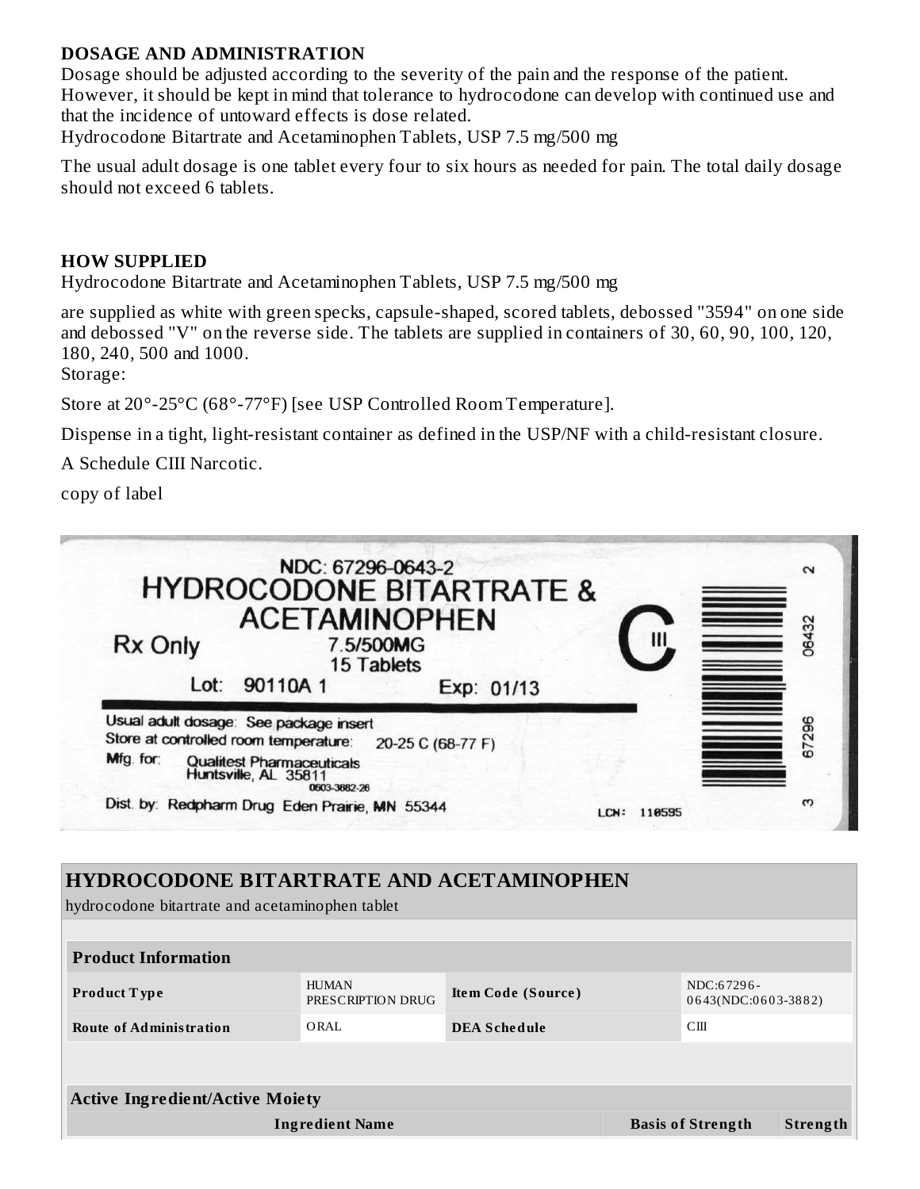### DOSAGE AND ADMINISTRATION

Dosage should be adjusted according to the severity of the pain and the response of the patient. However, it should be kept in mind that tolerance to hydrocodone can develop with continued use and that the incidence of untoward effects is dose related.

Hydrocodone Bitartrate and Acetaminophen Tablets, USP 7.5 mg/500 mg

The usual adult dosage is one tablet every four to six hours as needed for pain. The total daily dosage should not exceed 6 tablets.

### HOW SUPPLIED

Hydrocodone Bitartrate and Acetaminophen Tablets, USP 7.5 mg/500 mg

are supplied as white with green specks, capsule-shaped, scored tablets, debossed "3594" on one side and debossed "V" on the reverse side. The tablets are supplied in containers of 30, 60, 90, 100, 120, 180, 240, 500 and 1000.

Storage:

Store at 20°-25°C (68°-77°F) [see USP Controlled Room Temperature].

Dispense in a tight, light-resistant container as defined in the USP/NF with a child-resistant closure.

A Schedule CIII Narcotic.

copy of label

NDC: 67296-0643-2
HYDROCODONE BITARTRATE & ACETAMINOPHEN
Rx Only
7.5/500MG
15 Tablets
Lot: 90110A 1 Exp: 01/13
CIII
Usual adult dosage: See package insert
Store at controlled room temperature: 20-25 C (68-77 F)
Mfg. for: Qualitest Pharmaceuticals Huntsville, AL 35811
0603-3882-26
Dist. by: Redpharm Drug Eden Prairie, MN 55344
LCN: 110595
3 67296 06432 2

## HYDROCODONE BITARTRATE AND ACETAMINOPHEN

hydrocodone bitartrate and acetaminophen tablet

| **Product Information** | | | |
|---|---|---|---|
| **Product Type** | HUMAN PRESCRIPTION DRUG | **Item Code (Source)** | NDC:67296-0643(NDC:0603-3882) |
| **Route of Administration** | ORAL | **DEA Schedule** | CIII |

| **Active Ingredient/Active Moiety** | | |
|---|---|---|
| **Ingredient Name** | **Basis of Strength** | **Strength** |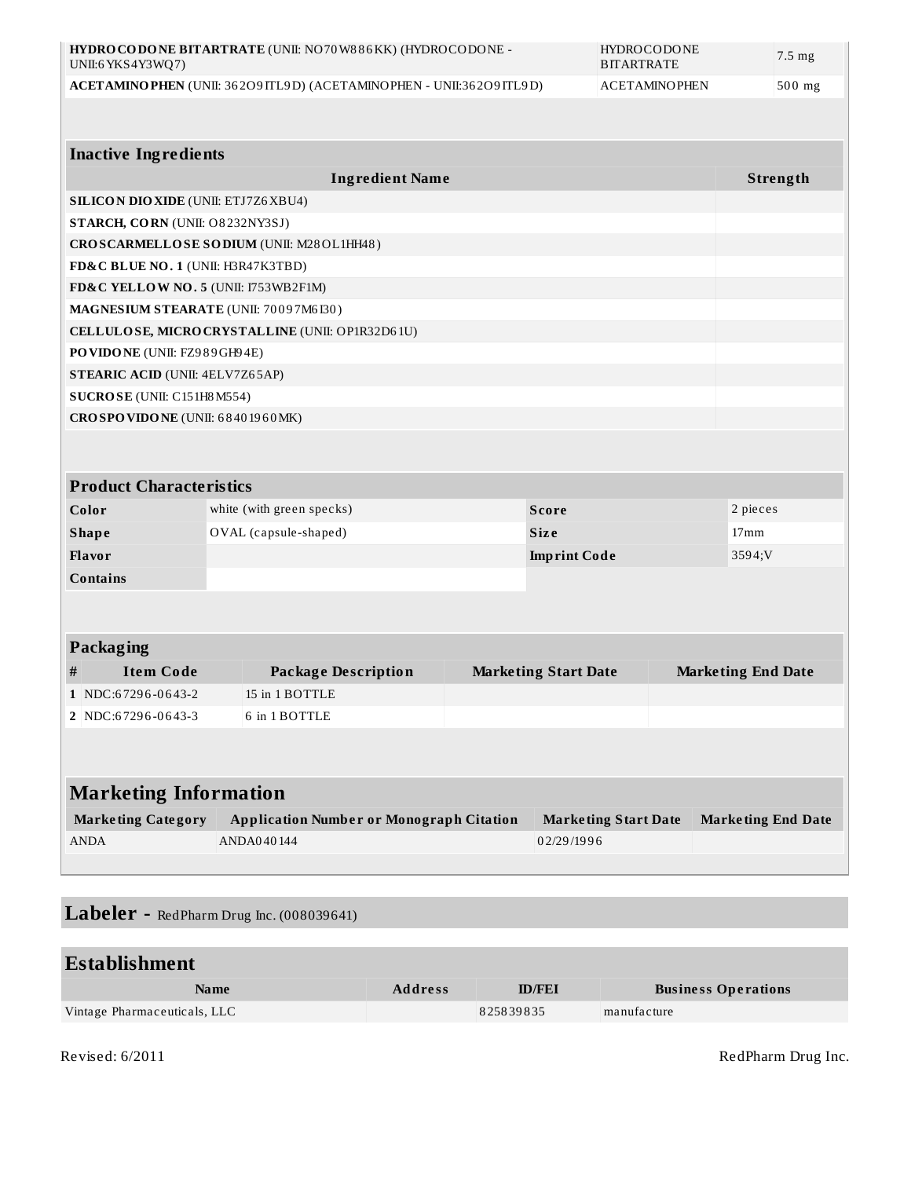| | | |
|---|---|---|
| **HYDROCODONE BITARTRATE** (UNII: NO70W886KK) (HYDROCODONE - UNII:6YKS4Y3WQ7) | HYDROCODONE BITARTRATE | 7.5 mg |
| **ACETAMINOPHEN** (UNII: 362O9ITL9D) (ACETAMINOPHEN - UNII:362O9ITL9D) | ACETAMINOPHEN | 500 mg |

## Inactive Ingredients

| Ingredient Name | Strength |
|---|---|
| **SILICON DIOXIDE** (UNII: ETJ7Z6XBU4) | |
| **STARCH, CORN** (UNII: O8232NY3SJ) | |
| **CROSCARMELLOSE SODIUM** (UNII: M28OL1HH48) | |
| **FD&C BLUE NO. 1** (UNII: H3R47K3TBD) | |
| **FD&C YELLOW NO. 5** (UNII: I753WB2F1M) | |
| **MAGNESIUM STEARATE** (UNII: 70097M6I30) | |
| **CELLULOSE, MICROCRYSTALLINE** (UNII: OP1R32D61U) | |
| **POVIDONE** (UNII: FZ989GH94E) | |
| **STEARIC ACID** (UNII: 4ELV7Z65AP) | |
| **SUCROSE** (UNII: C151H8M554) | |
| **CROSPOVIDONE** (UNII: 68401960MK) | |

## Product Characteristics

| | | | |
|---|---|---|---|
| **Color** | white (with green specks) | **Score** | 2 pieces |
| **Shape** | OVAL (capsule-shaped) | **Size** | 17mm |
| **Flavor** | | **Imprint Code** | 3594;V |
| **Contains** | | | |

## Packaging

| # | Item Code | Package Description | Marketing Start Date | Marketing End Date |
|---|---|---|---|---|
| 1 | NDC:67296-0643-2 | 15 in 1 BOTTLE | | |
| 2 | NDC:67296-0643-3 | 6 in 1 BOTTLE | | |

## Marketing Information

| Marketing Category | Application Number or Monograph Citation | Marketing Start Date | Marketing End Date |
|---|---|---|---|
| ANDA | ANDA040144 | 02/29/1996 | |

## Labeler - RedPharm Drug Inc. (008039641)

## Establishment

| Name | Address | ID/FEI | Business Operations |
|---|---|---|---|
| Vintage Pharmaceuticals, LLC | | 825839835 | manufacture |

Revised: 6/2011

RedPharm Drug Inc.